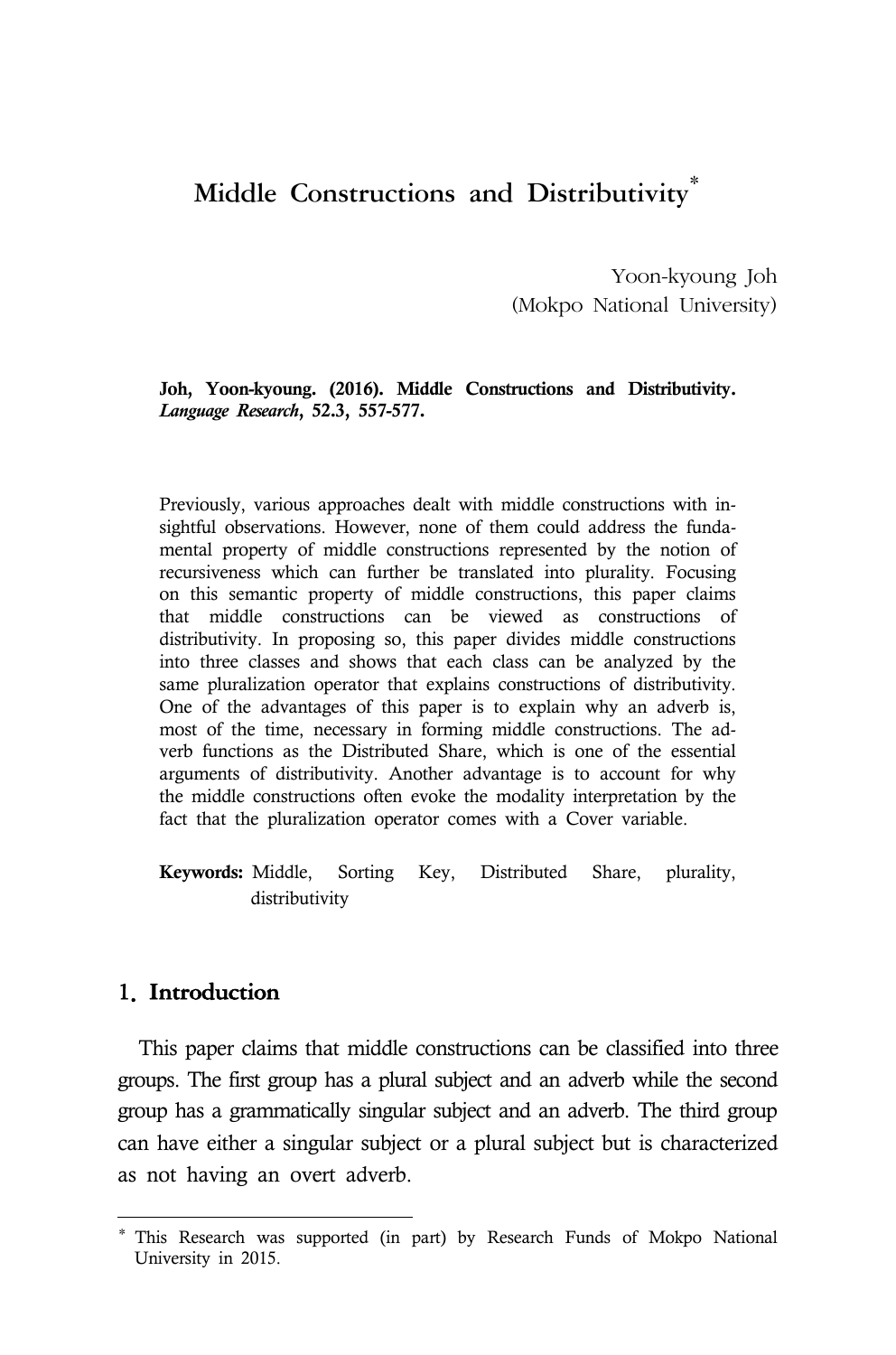# Middle Constructions and Distributivity*

Yoon-kyoung Joh
(Mokpo National University)

**Joh, Yoon-kyoung. (2016). Middle Constructions and Distributivity.** ***Language Research*****, 52.3, 557-577.**

Previously, various approaches dealt with middle constructions with insightful observations. However, none of them could address the fundamental property of middle constructions represented by the notion of recursiveness which can further be translated into plurality. Focusing on this semantic property of middle constructions, this paper claims that middle constructions can be viewed as constructions of distributivity. In proposing so, this paper divides middle constructions into three classes and shows that each class can be analyzed by the same pluralization operator that explains constructions of distributivity. One of the advantages of this paper is to explain why an adverb is, most of the time, necessary in forming middle constructions. The adverb functions as the Distributed Share, which is one of the essential arguments of distributivity. Another advantage is to account for why the middle constructions often evoke the modality interpretation by the fact that the pluralization operator comes with a Cover variable.

**Keywords:** Middle, Sorting Key, Distributed Share, plurality, distributivity

## 1. Introduction

This paper claims that middle constructions can be classified into three groups. The first group has a plural subject and an adverb while the second group has a grammatically singular subject and an adverb. The third group can have either a singular subject or a plural subject but is characterized as not having an overt adverb.

* This Research was supported (in part) by Research Funds of Mokpo National University in 2015.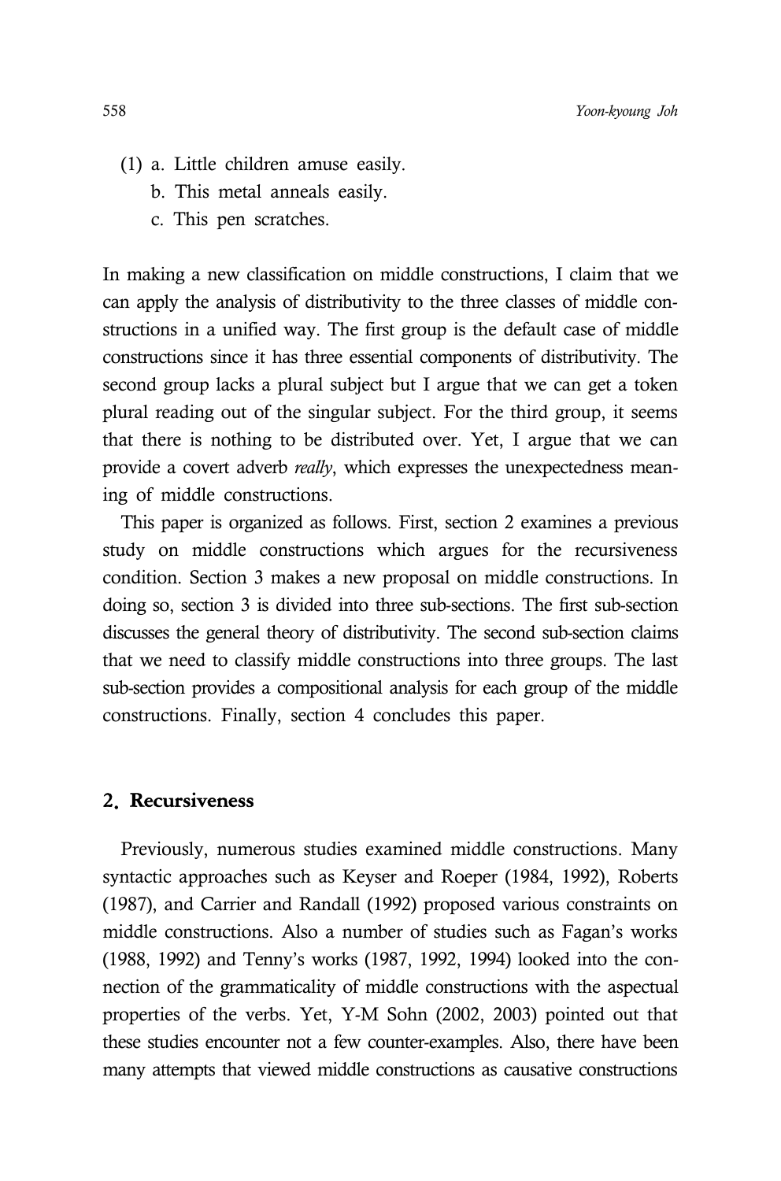(1) a. Little children amuse easily.
    b. This metal anneals easily.
    c. This pen scratches.

In making a new classification on middle constructions, I claim that we can apply the analysis of distributivity to the three classes of middle constructions in a unified way. The first group is the default case of middle constructions since it has three essential components of distributivity. The second group lacks a plural subject but I argue that we can get a token plural reading out of the singular subject. For the third group, it seems that there is nothing to be distributed over. Yet, I argue that we can provide a covert adverb *really*, which expresses the unexpectedness meaning of middle constructions.

This paper is organized as follows. First, section 2 examines a previous study on middle constructions which argues for the recursiveness condition. Section 3 makes a new proposal on middle constructions. In doing so, section 3 is divided into three sub-sections. The first sub-section discusses the general theory of distributivity. The second sub-section claims that we need to classify middle constructions into three groups. The last sub-section provides a compositional analysis for each group of the middle constructions. Finally, section 4 concludes this paper.

## 2. Recursiveness

Previously, numerous studies examined middle constructions. Many syntactic approaches such as Keyser and Roeper (1984, 1992), Roberts (1987), and Carrier and Randall (1992) proposed various constraints on middle constructions. Also a number of studies such as Fagan's works (1988, 1992) and Tenny's works (1987, 1992, 1994) looked into the connection of the grammaticality of middle constructions with the aspectual properties of the verbs. Yet, Y-M Sohn (2002, 2003) pointed out that these studies encounter not a few counter-examples. Also, there have been many attempts that viewed middle constructions as causative constructions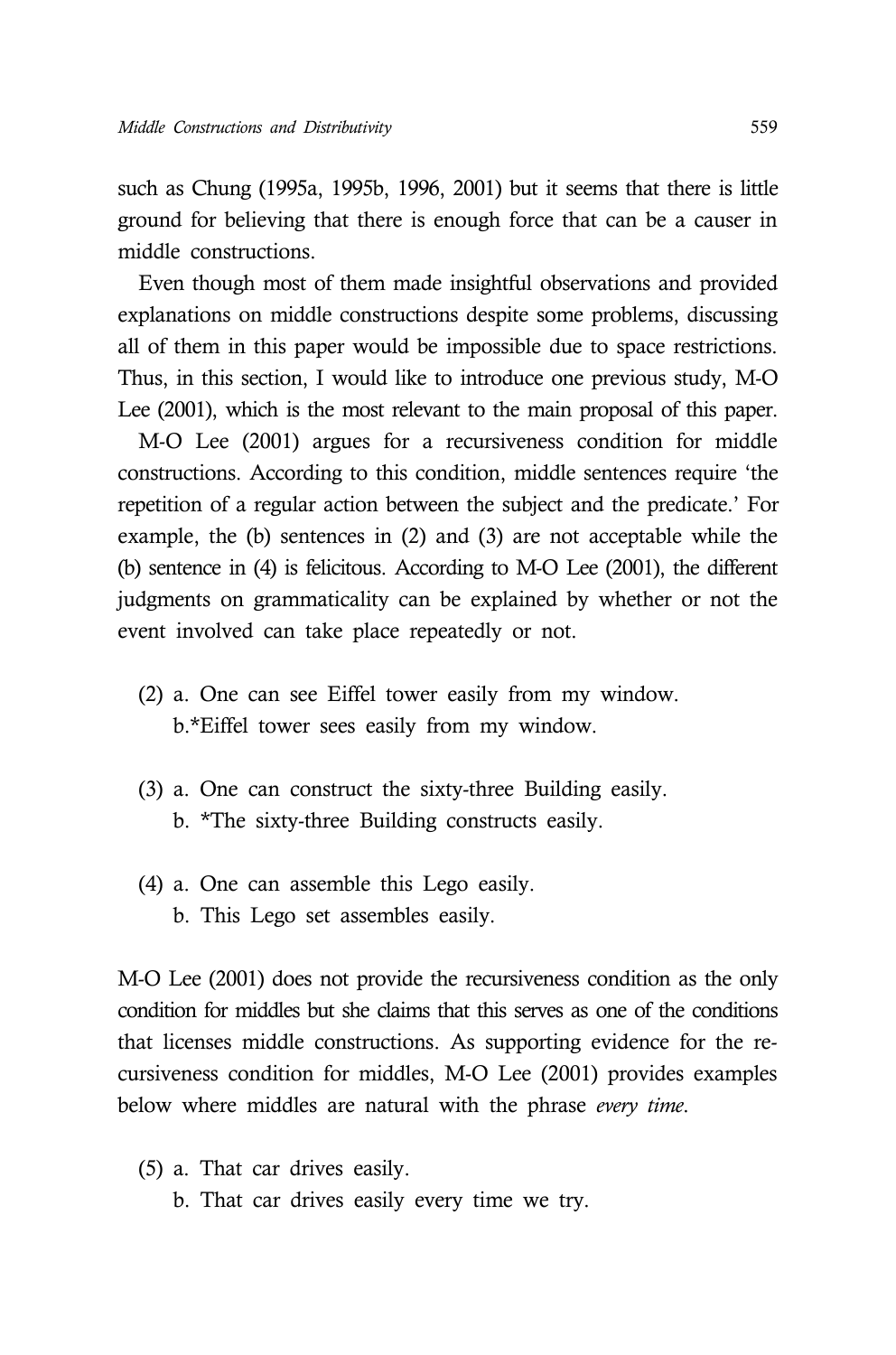such as Chung (1995a, 1995b, 1996, 2001) but it seems that there is little ground for believing that there is enough force that can be a causer in middle constructions.

Even though most of them made insightful observations and provided explanations on middle constructions despite some problems, discussing all of them in this paper would be impossible due to space restrictions. Thus, in this section, I would like to introduce one previous study, M-O Lee (2001), which is the most relevant to the main proposal of this paper.

M-O Lee (2001) argues for a recursiveness condition for middle constructions. According to this condition, middle sentences require 'the repetition of a regular action between the subject and the predicate.' For example, the (b) sentences in (2) and (3) are not acceptable while the (b) sentence in (4) is felicitous. According to M-O Lee (2001), the different judgments on grammaticality can be explained by whether or not the event involved can take place repeatedly or not.

(2) a. One can see Eiffel tower easily from my window.
  b.*Eiffel tower sees easily from my window.

(3) a. One can construct the sixty-three Building easily.
  b. *The sixty-three Building constructs easily.

(4) a. One can assemble this Lego easily.
  b. This Lego set assembles easily.

M-O Lee (2001) does not provide the recursiveness condition as the only condition for middles but she claims that this serves as one of the conditions that licenses middle constructions. As supporting evidence for the recursiveness condition for middles, M-O Lee (2001) provides examples below where middles are natural with the phrase *every time*.

(5) a. That car drives easily.
  b. That car drives easily every time we try.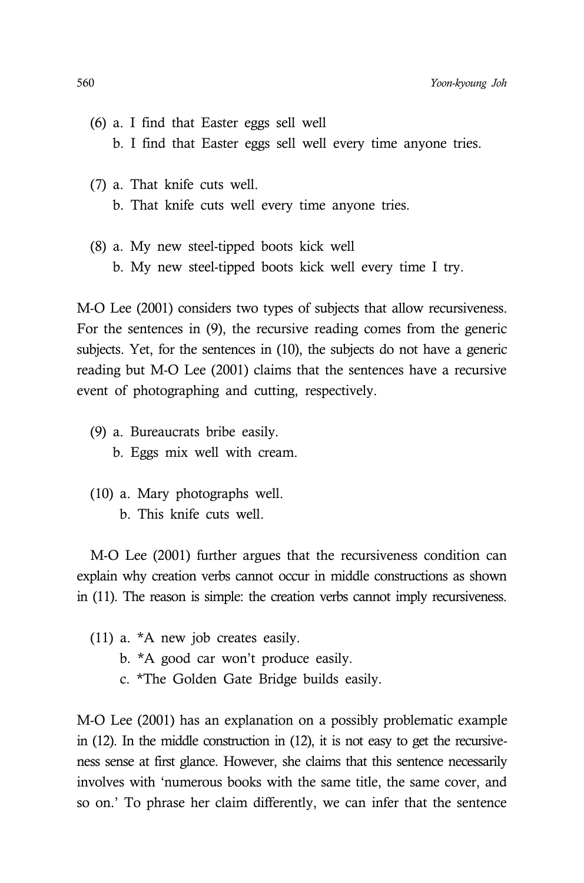(6) a. I find that Easter eggs sell well
    b. I find that Easter eggs sell well every time anyone tries.

(7) a. That knife cuts well.
    b. That knife cuts well every time anyone tries.

(8) a. My new steel-tipped boots kick well
    b. My new steel-tipped boots kick well every time I try.

M-O Lee (2001) considers two types of subjects that allow recursiveness. For the sentences in (9), the recursive reading comes from the generic subjects. Yet, for the sentences in (10), the subjects do not have a generic reading but M-O Lee (2001) claims that the sentences have a recursive event of photographing and cutting, respectively.

(9) a. Bureaucrats bribe easily.
    b. Eggs mix well with cream.

(10) a. Mary photographs well.
     b. This knife cuts well.

M-O Lee (2001) further argues that the recursiveness condition can explain why creation verbs cannot occur in middle constructions as shown in (11). The reason is simple: the creation verbs cannot imply recursiveness.

(11) a. *A new job creates easily.
     b. *A good car won't produce easily.
     c. *The Golden Gate Bridge builds easily.

M-O Lee (2001) has an explanation on a possibly problematic example in (12). In the middle construction in (12), it is not easy to get the recursiveness sense at first glance. However, she claims that this sentence necessarily involves with 'numerous books with the same title, the same cover, and so on.' To phrase her claim differently, we can infer that the sentence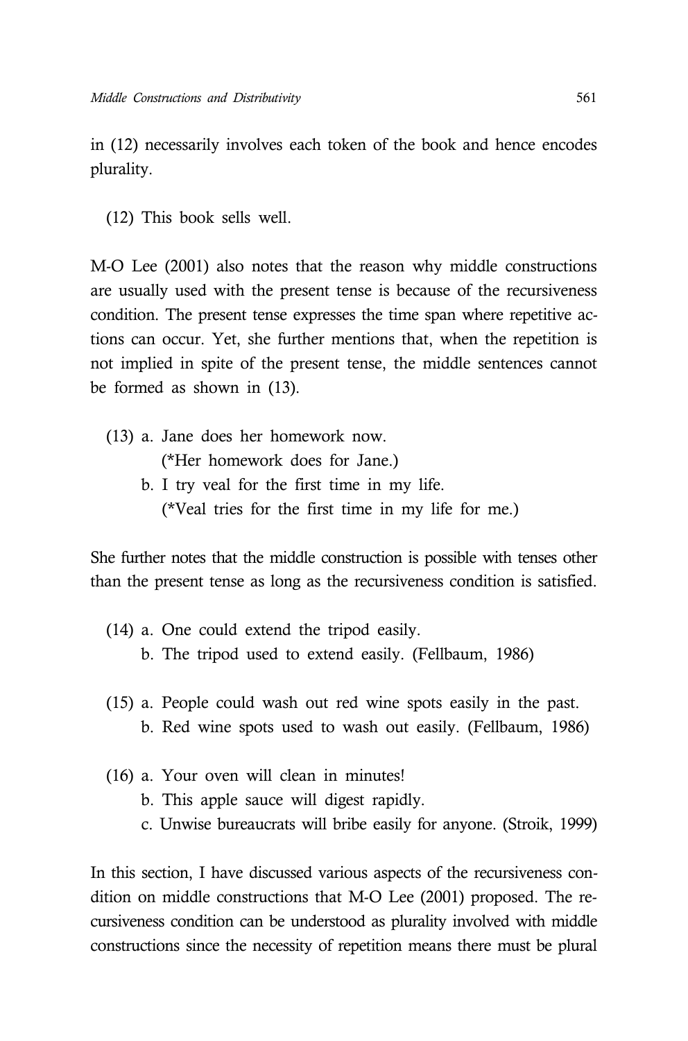in (12) necessarily involves each token of the book and hence encodes plurality.

(12) This book sells well.

M-O Lee (2001) also notes that the reason why middle constructions are usually used with the present tense is because of the recursiveness condition. The present tense expresses the time span where repetitive actions can occur. Yet, she further mentions that, when the repetition is not implied in spite of the present tense, the middle sentences cannot be formed as shown in (13).

(13) a. Jane does her homework now.
  (*Her homework does for Jane.)
 b. I try veal for the first time in my life.
  (*Veal tries for the first time in my life for me.)

She further notes that the middle construction is possible with tenses other than the present tense as long as the recursiveness condition is satisfied.

(14) a. One could extend the tripod easily.
 b. The tripod used to extend easily. (Fellbaum, 1986)

(15) a. People could wash out red wine spots easily in the past.
 b. Red wine spots used to wash out easily. (Fellbaum, 1986)

(16) a. Your oven will clean in minutes!
 b. This apple sauce will digest rapidly.
 c. Unwise bureaucrats will bribe easily for anyone. (Stroik, 1999)

In this section, I have discussed various aspects of the recursiveness condition on middle constructions that M-O Lee (2001) proposed. The recursiveness condition can be understood as plurality involved with middle constructions since the necessity of repetition means there must be plural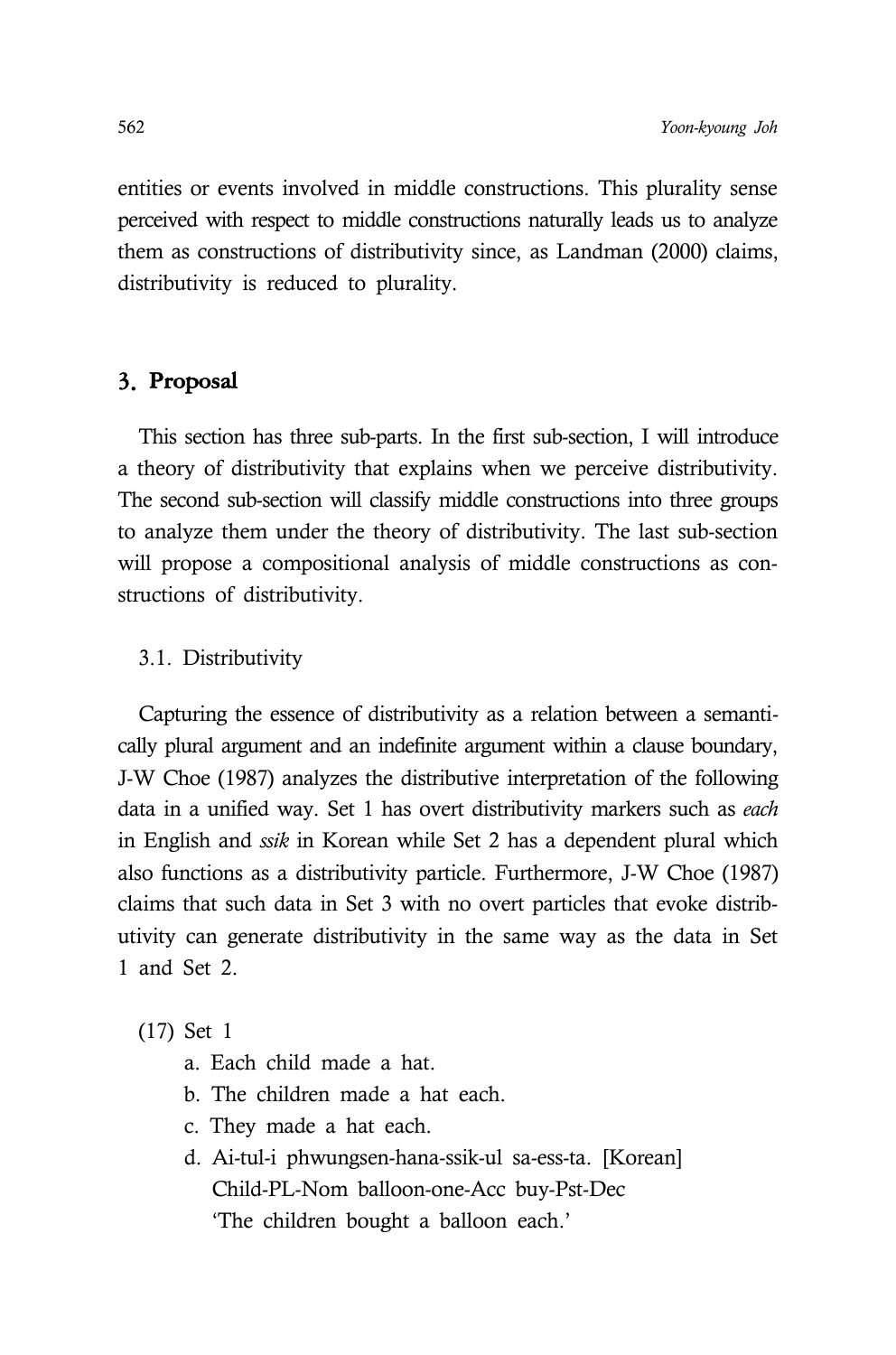entities or events involved in middle constructions. This plurality sense perceived with respect to middle constructions naturally leads us to analyze them as constructions of distributivity since, as Landman (2000) claims, distributivity is reduced to plurality.

## 3. Proposal

This section has three sub-parts. In the first sub-section, I will introduce a theory of distributivity that explains when we perceive distributivity. The second sub-section will classify middle constructions into three groups to analyze them under the theory of distributivity. The last sub-section will propose a compositional analysis of middle constructions as constructions of distributivity.

### 3.1. Distributivity

Capturing the essence of distributivity as a relation between a semantically plural argument and an indefinite argument within a clause boundary, J-W Choe (1987) analyzes the distributive interpretation of the following data in a unified way. Set 1 has overt distributivity markers such as *each* in English and *ssik* in Korean while Set 2 has a dependent plural which also functions as a distributivity particle. Furthermore, J-W Choe (1987) claims that such data in Set 3 with no overt particles that evoke distributivity can generate distributivity in the same way as the data in Set 1 and Set 2.

(17) Set 1

a. Each child made a hat.

b. The children made a hat each.

c. They made a hat each.

d. Ai-tul-i phwungsen-hana-ssik-ul sa-ess-ta. [Korean]
   Child-PL-Nom balloon-one-Acc buy-Pst-Dec
   'The children bought a balloon each.'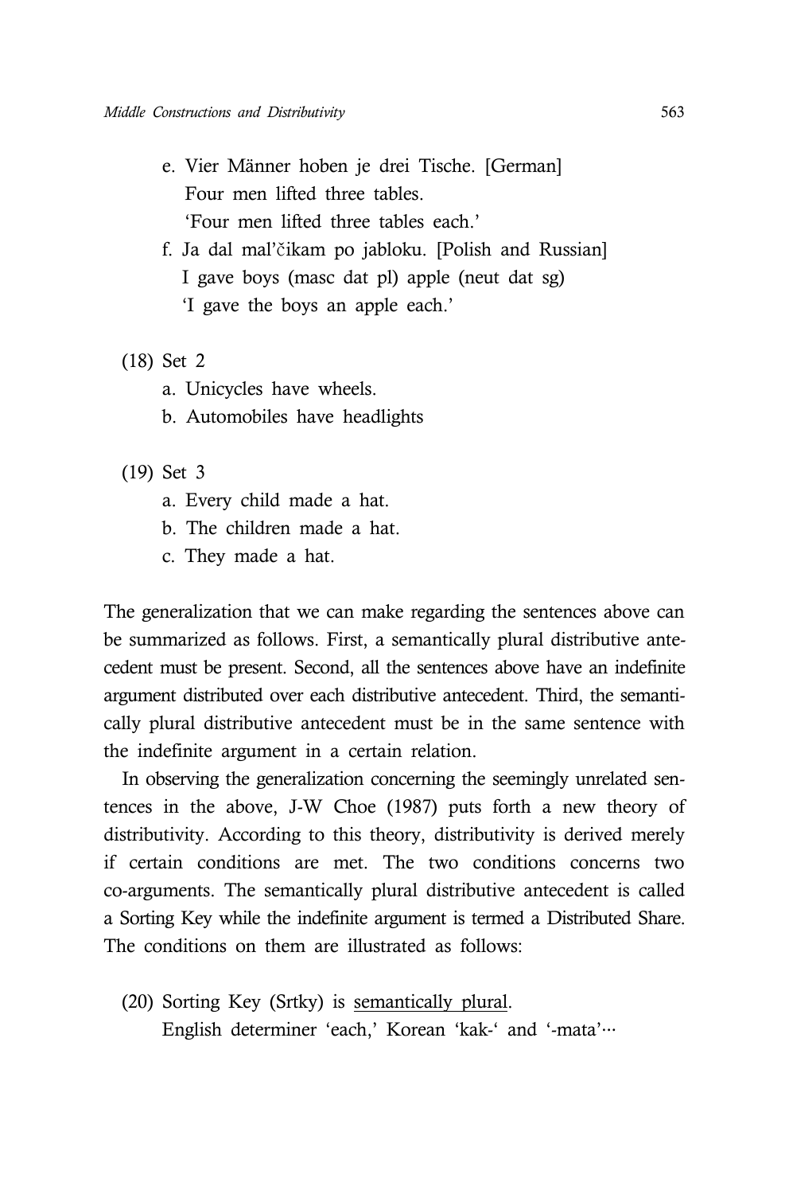e. Vier Männer hoben je drei Tische. [German]
   Four men lifted three tables.
   'Four men lifted three tables each.'

f. Ja dal mal'čikam po jabloku. [Polish and Russian]
   I gave boys (masc dat pl) apple (neut dat sg)
   'I gave the boys an apple each.'

(18) Set 2

a. Unicycles have wheels.

b. Automobiles have headlights

(19) Set 3

a. Every child made a hat.

b. The children made a hat.

c. They made a hat.

The generalization that we can make regarding the sentences above can be summarized as follows. First, a semantically plural distributive antecedent must be present. Second, all the sentences above have an indefinite argument distributed over each distributive antecedent. Third, the semantically plural distributive antecedent must be in the same sentence with the indefinite argument in a certain relation.

In observing the generalization concerning the seemingly unrelated sentences in the above, J-W Choe (1987) puts forth a new theory of distributivity. According to this theory, distributivity is derived merely if certain conditions are met. The two conditions concerns two co-arguments. The semantically plural distributive antecedent is called a Sorting Key while the indefinite argument is termed a Distributed Share. The conditions on them are illustrated as follows:

(20) Sorting Key (Srtky) is <u>semantically plural</u>.
     English determiner 'each,' Korean 'kak-' and '-mata'···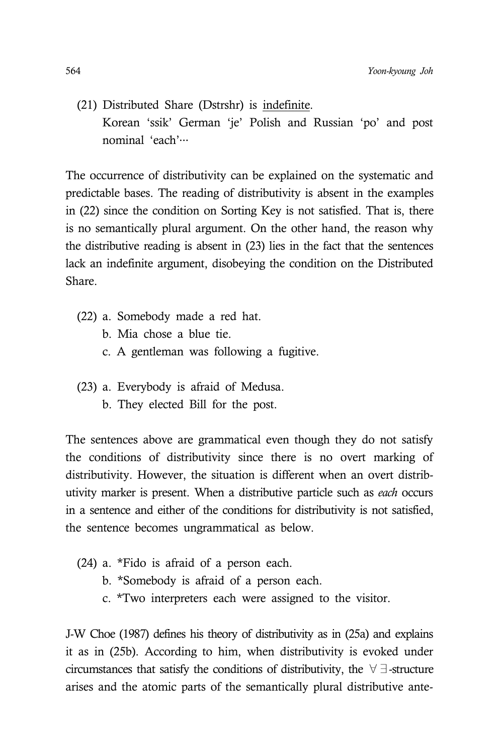(21) Distributed Share (Dstrshr) is <u>indefinite</u>.
Korean 'ssik' German 'je' Polish and Russian 'po' and post nominal 'each'···

The occurrence of distributivity can be explained on the systematic and predictable bases. The reading of distributivity is absent in the examples in (22) since the condition on Sorting Key is not satisfied. That is, there is no semantically plural argument. On the other hand, the reason why the distributive reading is absent in (23) lies in the fact that the sentences lack an indefinite argument, disobeying the condition on the Distributed Share.

(22) a. Somebody made a red hat.
b. Mia chose a blue tie.
c. A gentleman was following a fugitive.

(23) a. Everybody is afraid of Medusa.
b. They elected Bill for the post.

The sentences above are grammatical even though they do not satisfy the conditions of distributivity since there is no overt marking of distributivity. However, the situation is different when an overt distributivity marker is present. When a distributive particle such as *each* occurs in a sentence and either of the conditions for distributivity is not satisfied, the sentence becomes ungrammatical as below.

(24) a. *Fido is afraid of a person each.
b. *Somebody is afraid of a person each.
c. *Two interpreters each were assigned to the visitor.

J-W Choe (1987) defines his theory of distributivity as in (25a) and explains it as in (25b). According to him, when distributivity is evoked under circumstances that satisfy the conditions of distributivity, the $\forall\exists$-structure arises and the atomic parts of the semantically plural distributive ante-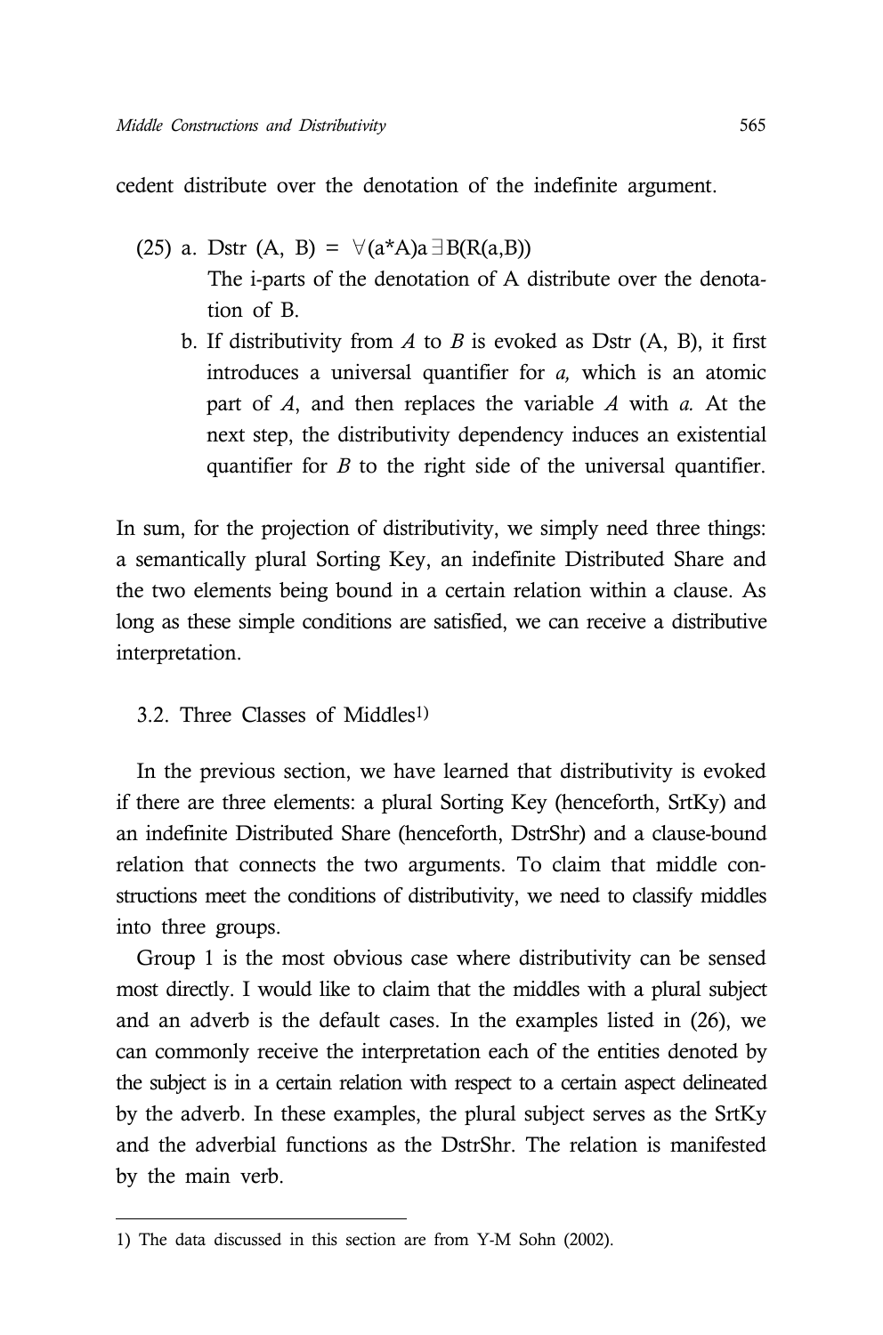cedent distribute over the denotation of the indefinite argument.

(25) a. Dstr (A, B) = $\forall(a{*}A)a\exists B(R(a,B))$

The i-parts of the denotation of A distribute over the denotation of B.

b. If distributivity from *A* to *B* is evoked as Dstr (A, B), it first introduces a universal quantifier for *a,* which is an atomic part of *A*, and then replaces the variable *A* with *a.* At the next step, the distributivity dependency induces an existential quantifier for *B* to the right side of the universal quantifier.

In sum, for the projection of distributivity, we simply need three things: a semantically plural Sorting Key, an indefinite Distributed Share and the two elements being bound in a certain relation within a clause. As long as these simple conditions are satisfied, we can receive a distributive interpretation.

### 3.2. Three Classes of Middles[1)]

In the previous section, we have learned that distributivity is evoked if there are three elements: a plural Sorting Key (henceforth, SrtKy) and an indefinite Distributed Share (henceforth, DstrShr) and a clause-bound relation that connects the two arguments. To claim that middle constructions meet the conditions of distributivity, we need to classify middles into three groups.

Group 1 is the most obvious case where distributivity can be sensed most directly. I would like to claim that the middles with a plural subject and an adverb is the default cases. In the examples listed in (26), we can commonly receive the interpretation each of the entities denoted by the subject is in a certain relation with respect to a certain aspect delineated by the adverb. In these examples, the plural subject serves as the SrtKy and the adverbial functions as the DstrShr. The relation is manifested by the main verb.

---

1) The data discussed in this section are from Y-M Sohn (2002).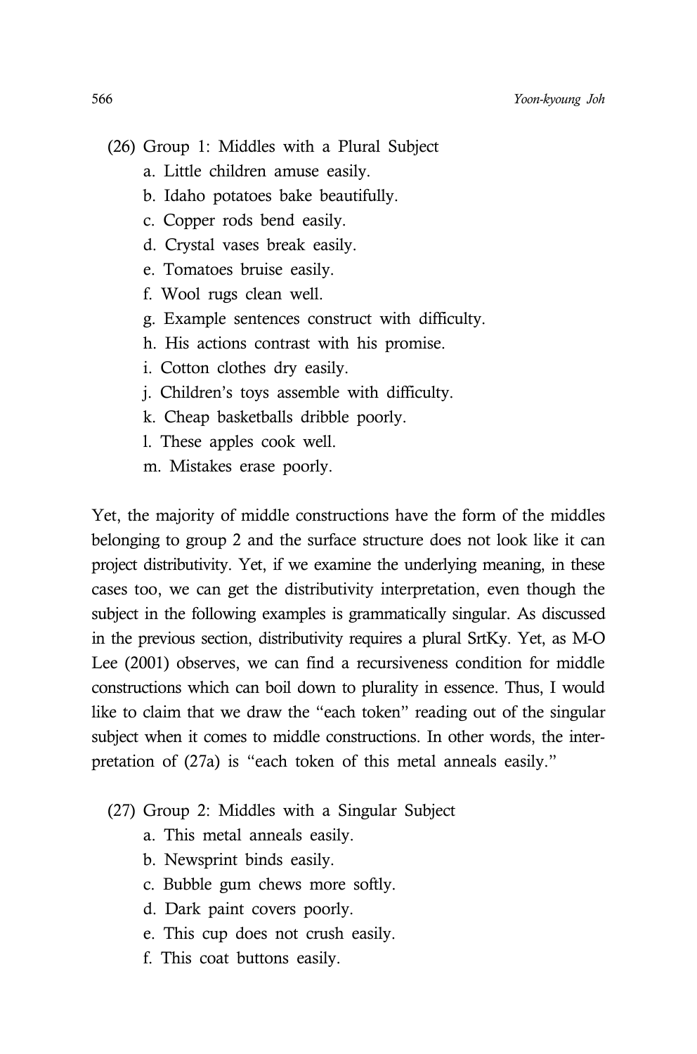(26) Group 1: Middles with a Plural Subject

a. Little children amuse easily.
b. Idaho potatoes bake beautifully.
c. Copper rods bend easily.
d. Crystal vases break easily.
e. Tomatoes bruise easily.
f. Wool rugs clean well.
g. Example sentences construct with difficulty.
h. His actions contrast with his promise.
i. Cotton clothes dry easily.
j. Children's toys assemble with difficulty.
k. Cheap basketballs dribble poorly.
l. These apples cook well.
m. Mistakes erase poorly.

Yet, the majority of middle constructions have the form of the middles belonging to group 2 and the surface structure does not look like it can project distributivity. Yet, if we examine the underlying meaning, in these cases too, we can get the distributivity interpretation, even though the subject in the following examples is grammatically singular. As discussed in the previous section, distributivity requires a plural SrtKy. Yet, as M-O Lee (2001) observes, we can find a recursiveness condition for middle constructions which can boil down to plurality in essence. Thus, I would like to claim that we draw the "each token" reading out of the singular subject when it comes to middle constructions. In other words, the interpretation of (27a) is "each token of this metal anneals easily."

(27) Group 2: Middles with a Singular Subject

a. This metal anneals easily.
b. Newsprint binds easily.
c. Bubble gum chews more softly.
d. Dark paint covers poorly.
e. This cup does not crush easily.
f. This coat buttons easily.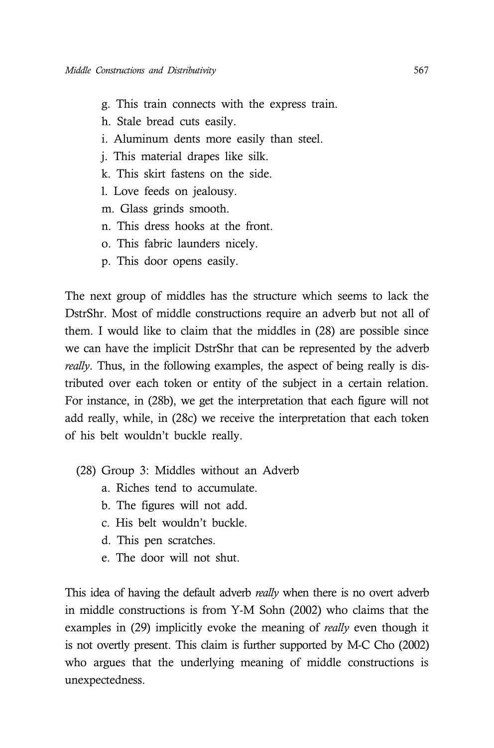g. This train connects with the express train.
h. Stale bread cuts easily.
i. Aluminum dents more easily than steel.
j. This material drapes like silk.
k. This skirt fastens on the side.
l. Love feeds on jealousy.
m. Glass grinds smooth.
n. This dress hooks at the front.
o. This fabric launders nicely.
p. This door opens easily.

The next group of middles has the structure which seems to lack the DstrShr. Most of middle constructions require an adverb but not all of them. I would like to claim that the middles in (28) are possible since we can have the implicit DstrShr that can be represented by the adverb *really*. Thus, in the following examples, the aspect of being really is distributed over each token or entity of the subject in a certain relation. For instance, in (28b), we get the interpretation that each figure will not add really, while, in (28c) we receive the interpretation that each token of his belt wouldn't buckle really.

(28) Group 3: Middles without an Adverb
a. Riches tend to accumulate.
b. The figures will not add.
c. His belt wouldn't buckle.
d. This pen scratches.
e. The door will not shut.

This idea of having the default adverb *really* when there is no overt adverb in middle constructions is from Y-M Sohn (2002) who claims that the examples in (29) implicitly evoke the meaning of *really* even though it is not overtly present. This claim is further supported by M-C Cho (2002) who argues that the underlying meaning of middle constructions is unexpectedness.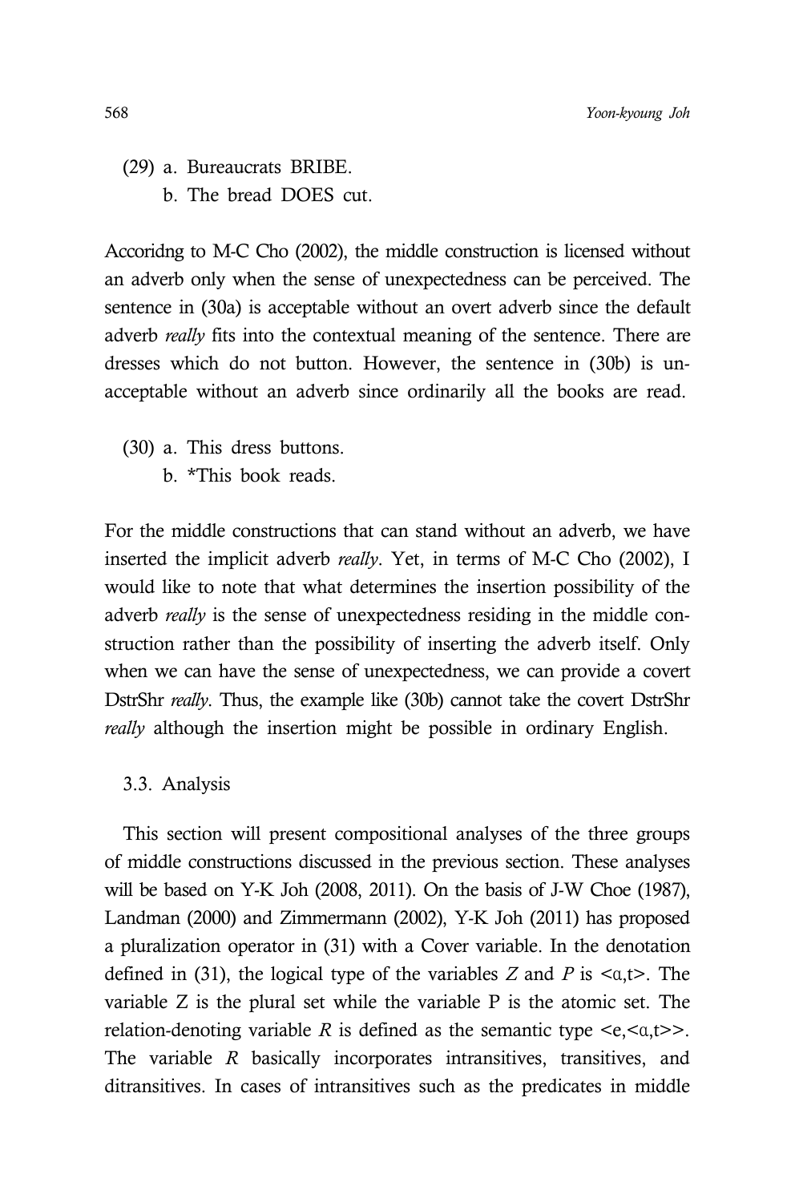(29) a. Bureaucrats BRIBE.
     b. The bread DOES cut.

Accoridng to M-C Cho (2002), the middle construction is licensed without an adverb only when the sense of unexpectedness can be perceived. The sentence in (30a) is acceptable without an overt adverb since the default adverb *really* fits into the contextual meaning of the sentence. There are dresses which do not button. However, the sentence in (30b) is unacceptable without an adverb since ordinarily all the books are read.

(30) a. This dress buttons.
     b. *This book reads.

For the middle constructions that can stand without an adverb, we have inserted the implicit adverb *really*. Yet, in terms of M-C Cho (2002), I would like to note that what determines the insertion possibility of the adverb *really* is the sense of unexpectedness residing in the middle construction rather than the possibility of inserting the adverb itself. Only when we can have the sense of unexpectedness, we can provide a covert DstrShr *really*. Thus, the example like (30b) cannot take the covert DstrShr *really* although the insertion might be possible in ordinary English.

### 3.3. Analysis

This section will present compositional analyses of the three groups of middle constructions discussed in the previous section. These analyses will be based on Y-K Joh (2008, 2011). On the basis of J-W Choe (1987), Landman (2000) and Zimmermann (2002), Y-K Joh (2011) has proposed a pluralization operator in (31) with a Cover variable. In the denotation defined in (31), the logical type of the variables *Z* and *P* is $<\alpha,t>$. The variable Z is the plural set while the variable P is the atomic set. The relation-denoting variable *R* is defined as the semantic type $<e,<\alpha,t>>$. The variable *R* basically incorporates intransitives, transitives, and ditransitives. In cases of intransitives such as the predicates in middle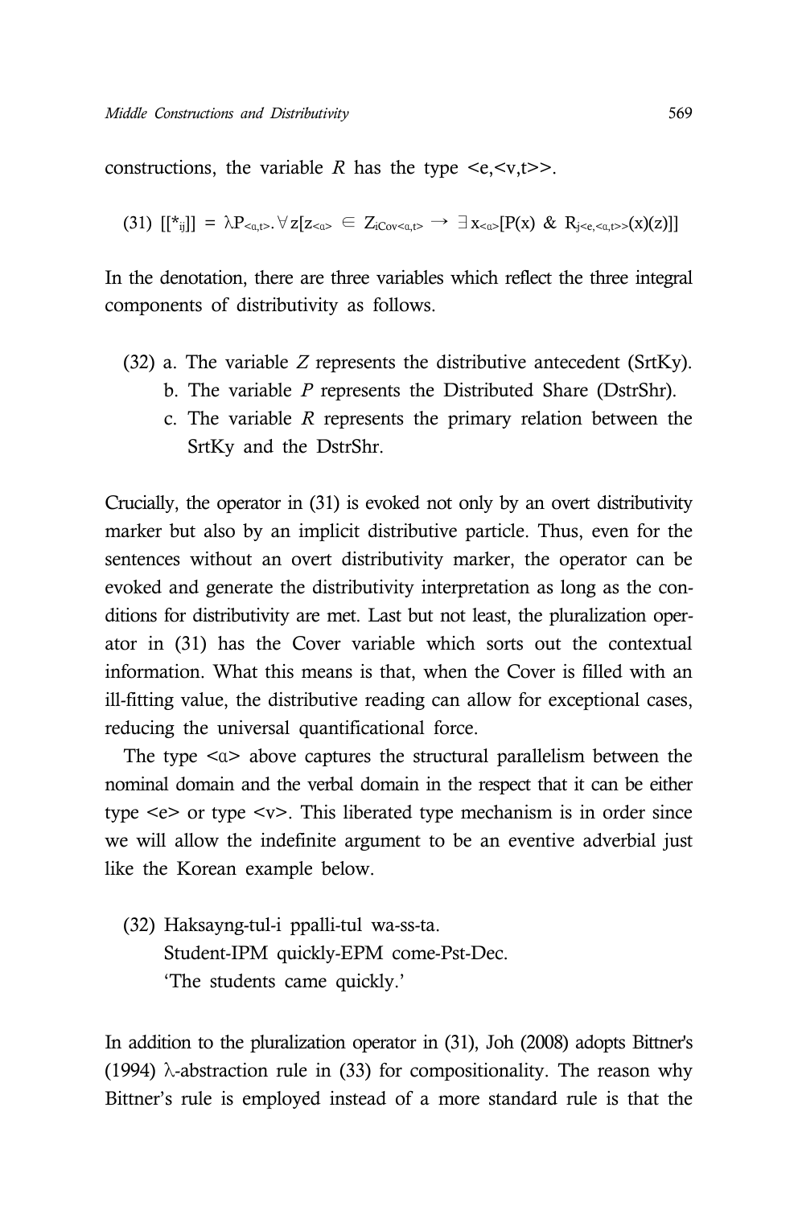constructions, the variable $R$ has the type <e,<v,t>>.

(31) $[[*_{ij}]] = \lambda P_{<\alpha,t>}.\forall z[z_{<\alpha>} \in Z_{iCov<\alpha,t>} \rightarrow \exists x_{<\alpha>}[P(x) \;\&\; R_{j<e,<\alpha,t>>}(x)(z)]]$

In the denotation, there are three variables which reflect the three integral components of distributivity as follows.

(32) a. The variable $Z$ represents the distributive antecedent (SrtKy).
   b. The variable $P$ represents the Distributed Share (DstrShr).
   c. The variable $R$ represents the primary relation between the SrtKy and the DstrShr.

Crucially, the operator in (31) is evoked not only by an overt distributivity marker but also by an implicit distributive particle. Thus, even for the sentences without an overt distributivity marker, the operator can be evoked and generate the distributivity interpretation as long as the conditions for distributivity are met. Last but not least, the pluralization operator in (31) has the Cover variable which sorts out the contextual information. What this means is that, when the Cover is filled with an ill-fitting value, the distributive reading can allow for exceptional cases, reducing the universal quantificational force.

The type <α> above captures the structural parallelism between the nominal domain and the verbal domain in the respect that it can be either type <e> or type <v>. This liberated type mechanism is in order since we will allow the indefinite argument to be an eventive adverbial just like the Korean example below.

(32) Haksayng-tul-i ppalli-tul wa-ss-ta.
   Student-IPM quickly-EPM come-Pst-Dec.
   'The students came quickly.'

In addition to the pluralization operator in (31), Joh (2008) adopts Bittner's (1994) λ-abstraction rule in (33) for compositionality. The reason why Bittner's rule is employed instead of a more standard rule is that the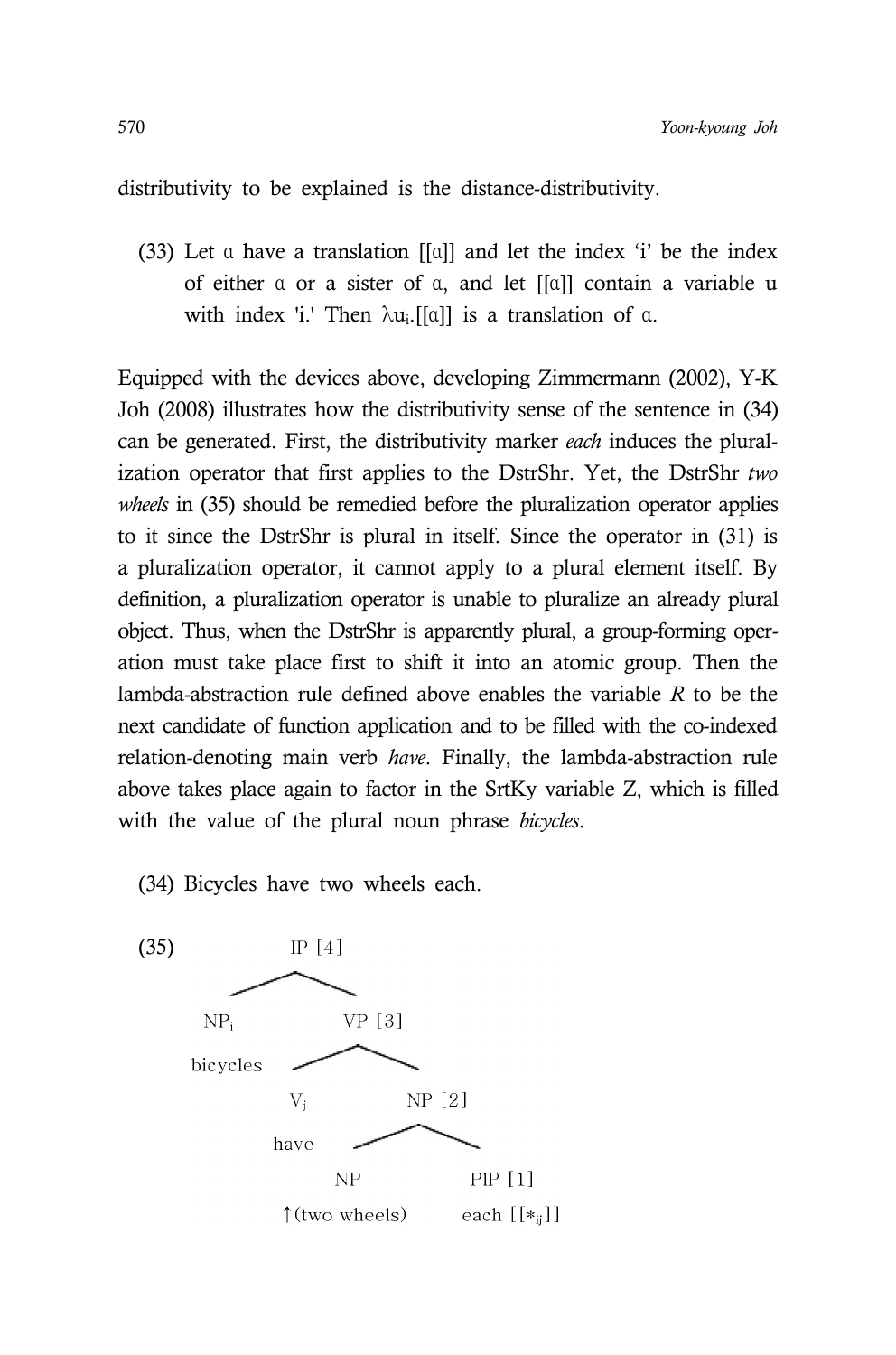distributivity to be explained is the distance-distributivity.

(33) Let α have a translation [[α]] and let the index 'i' be the index of either α or a sister of α, and let [[α]] contain a variable u with index 'i.' Then $\lambda u_i$.[[α]] is a translation of α.

Equipped with the devices above, developing Zimmermann (2002), Y-K Joh (2008) illustrates how the distributivity sense of the sentence in (34) can be generated. First, the distributivity marker *each* induces the pluralization operator that first applies to the DstrShr. Yet, the DstrShr *two wheels* in (35) should be remedied before the pluralization operator applies to it since the DstrShr is plural in itself. Since the operator in (31) is a pluralization operator, it cannot apply to a plural element itself. By definition, a pluralization operator is unable to pluralize an already plural object. Thus, when the DstrShr is apparently plural, a group-forming operation must take place first to shift it into an atomic group. Then the lambda-abstraction rule defined above enables the variable *R* to be the next candidate of function application and to be filled with the co-indexed relation-denoting main verb *have*. Finally, the lambda-abstraction rule above takes place again to factor in the SrtKy variable Z, which is filled with the value of the plural noun phrase *bicycles*.

(34) Bicycles have two wheels each.

(35)

```
                IP [4]
              /        \
          NP_i          VP [3]
        bicycles      /        \
                    V_j         NP [2]
                   have       /        \
                            NP          PlP [1]
                      ↑(two wheels)   each [[*_ij]]
```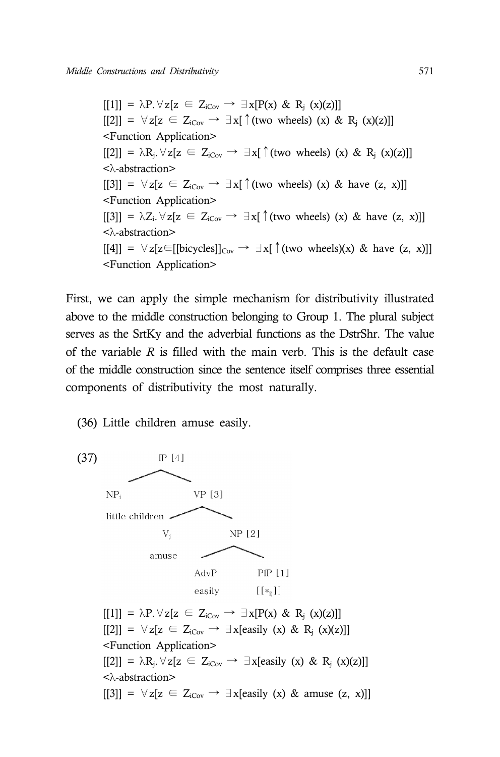$[[1]] = \lambda P.\forall z[z \in Z_{iCov} \rightarrow \exists x[P(x) \ \& \ R_j\ (x)(z)]]$
$[[2]] = \forall z[z \in Z_{iCov} \rightarrow \exists x[\uparrow(\text{two wheels})\ (x) \ \& \ R_j\ (x)(z)]]$
<Function Application>
$[[2]] = \lambda R_j.\forall z[z \in Z_{iCov} \rightarrow \exists x[\uparrow(\text{two wheels})\ (x) \ \& \ R_j\ (x)(z)]]$
<λ-abstraction>
$[[3]] = \forall z[z \in Z_{iCov} \rightarrow \exists x[\uparrow(\text{two wheels})\ (x) \ \& \ \text{have}\ (z, x)]]$
<Function Application>
$[[3]] = \lambda Z_i.\forall z[z \in Z_{iCov} \rightarrow \exists x[\uparrow(\text{two wheels})\ (x) \ \& \ \text{have}\ (z, x)]]$
<λ-abstraction>
$[[4]] = \forall z[z \in [[\text{bicycles}]]_{Cov} \rightarrow \exists x[\uparrow(\text{two wheels})(x) \ \& \ \text{have}\ (z, x)]]$
<Function Application>

First, we can apply the simple mechanism for distributivity illustrated above to the middle construction belonging to Group 1. The plural subject serves as the SrtKy and the adverbial functions as the DstrShr. The value of the variable *R* is filled with the main verb. This is the default case of the middle construction since the sentence itself comprises three essential components of distributivity the most naturally.

(36) Little children amuse easily.

(37)

```
IP [4]
├── NP_i
│   little children
└── VP [3]
    ├── V_j
    │   amuse
    └── NP [2]
        ├── AdvP
        │   easily
        └── PIP [1]
            [[*_ij]]
```

$[[1]] = \lambda P.\forall z[z \in Z_{iCov} \rightarrow \exists x[P(x) \ \& \ R_j\ (x)(z)]]$
$[[2]] = \forall z[z \in Z_{iCov} \rightarrow \exists x[\text{easily}\ (x) \ \& \ R_j\ (x)(z)]]$
<Function Application>
$[[2]] = \lambda R_j.\forall z[z \in Z_{iCov} \rightarrow \exists x[\text{easily}\ (x) \ \& \ R_j\ (x)(z)]]$
<λ-abstraction>
$[[3]] = \forall z[z \in Z_{iCov} \rightarrow \exists x[\text{easily}\ (x) \ \& \ \text{amuse}\ (z, x)]]$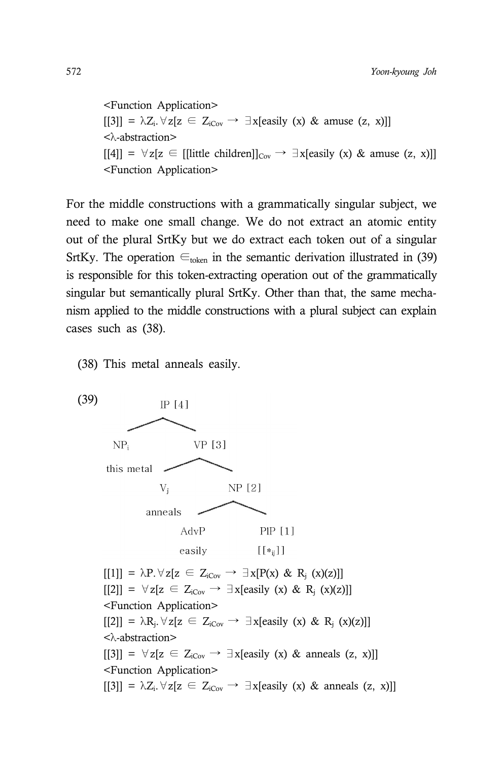<Function Application>

$[[3]] = \lambda Z_i.\forall z[z \in Z_{iCov} \rightarrow \exists x[\text{easily}(x) \;\&\; \text{amuse}(z, x)]]$

<λ-abstraction>

$[[4]] = \forall z[z \in [[\text{little children}]]_{Cov} \rightarrow \exists x[\text{easily}(x) \;\&\; \text{amuse}(z, x)]]$

<Function Application>

For the middle constructions with a grammatically singular subject, we need to make one small change. We do not extract an atomic entity out of the plural SrtKy but we do extract each token out of a singular SrtKy. The operation $\in_{token}$ in the semantic derivation illustrated in (39) is responsible for this token-extracting operation out of the grammatically singular but semantically plural SrtKy. Other than that, the same mechanism applied to the middle constructions with a plural subject can explain cases such as (38).

(38) This metal anneals easily.

(39)

```
IP [4]
├── NP_i
│   this metal
└── VP [3]
    ├── V_j
    │   anneals
    └── NP [2]
        ├── AdvP
        │   easily
        └── PlP [1]
            [[*_ij]]
```

$[[1]] = \lambda P.\forall z[z \in Z_{iCov} \rightarrow \exists x[P(x) \;\&\; R_j(x)(z)]]$

$[[2]] = \forall z[z \in Z_{iCov} \rightarrow \exists x[\text{easily}(x) \;\&\; R_j(x)(z)]]$

<Function Application>

$[[2]] = \lambda R_j.\forall z[z \in Z_{iCov} \rightarrow \exists x[\text{easily}(x) \;\&\; R_j(x)(z)]]$

<λ-abstraction>

$[[3]] = \forall z[z \in Z_{iCov} \rightarrow \exists x[\text{easily}(x) \;\&\; \text{anneals}(z, x)]]$

<Function Application>

$[[3]] = \lambda Z_i.\forall z[z \in Z_{iCov} \rightarrow \exists x[\text{easily}(x) \;\&\; \text{anneals}(z, x)]]$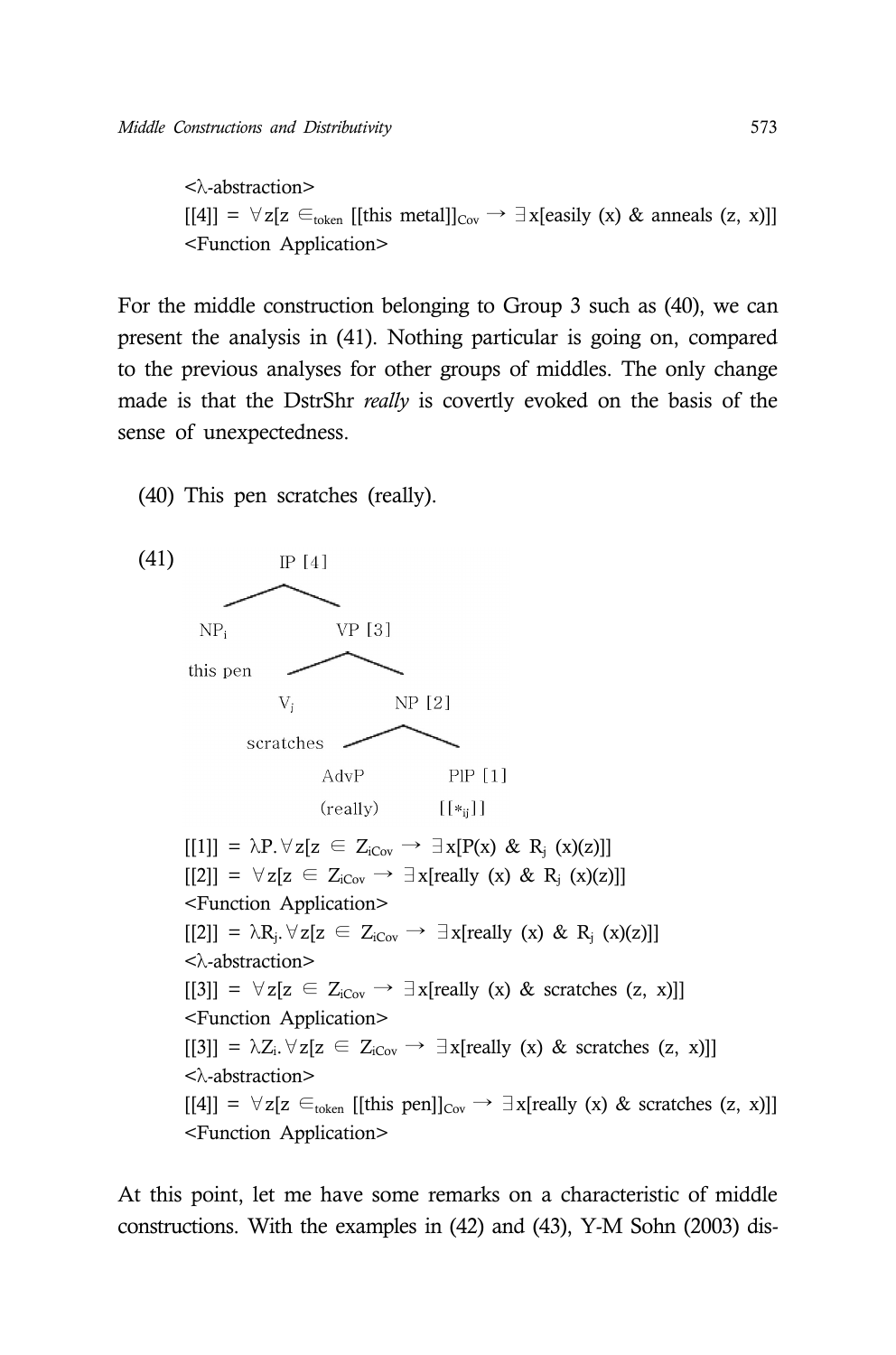<λ-abstraction>

$[[4]] = \forall z[z \in_{token} [[\text{this metal}]]_{Cov} \rightarrow \exists x[\text{easily}(x) \ \& \ \text{anneals}(z, x)]]$

<Function Application>

For the middle construction belonging to Group 3 such as (40), we can present the analysis in (41). Nothing particular is going on, compared to the previous analyses for other groups of middles. The only change made is that the DstrShr *really* is covertly evoked on the basis of the sense of unexpectedness.

(40) This pen scratches (really).

(41)

```
            IP [4]
           /      \
      NP_i          VP [3]
    this pen       /      \
                 V_j        NP [2]
              scratches    /      \
                        AdvP      PlP [1]
                      (really)    [[*_ij]]
```

$[[1]] = \lambda P.\forall z[z \in Z_{iCov} \rightarrow \exists x[P(x) \ \& \ R_j(x)(z)]]$

$[[2]] = \forall z[z \in Z_{iCov} \rightarrow \exists x[\text{really}(x) \ \& \ R_j(x)(z)]]$

<Function Application>

$[[2]] = \lambda R_j.\forall z[z \in Z_{iCov} \rightarrow \exists x[\text{really}(x) \ \& \ R_j(x)(z)]]$

<λ-abstraction>

$[[3]] = \forall z[z \in Z_{iCov} \rightarrow \exists x[\text{really}(x) \ \& \ \text{scratches}(z, x)]]$

<Function Application>

$[[3]] = \lambda Z_i.\forall z[z \in Z_{iCov} \rightarrow \exists x[\text{really}(x) \ \& \ \text{scratches}(z, x)]]$

<λ-abstraction>

$[[4]] = \forall z[z \in_{token} [[\text{this pen}]]_{Cov} \rightarrow \exists x[\text{really}(x) \ \& \ \text{scratches}(z, x)]]$

<Function Application>

At this point, let me have some remarks on a characteristic of middle constructions. With the examples in (42) and (43), Y-M Sohn (2003) dis-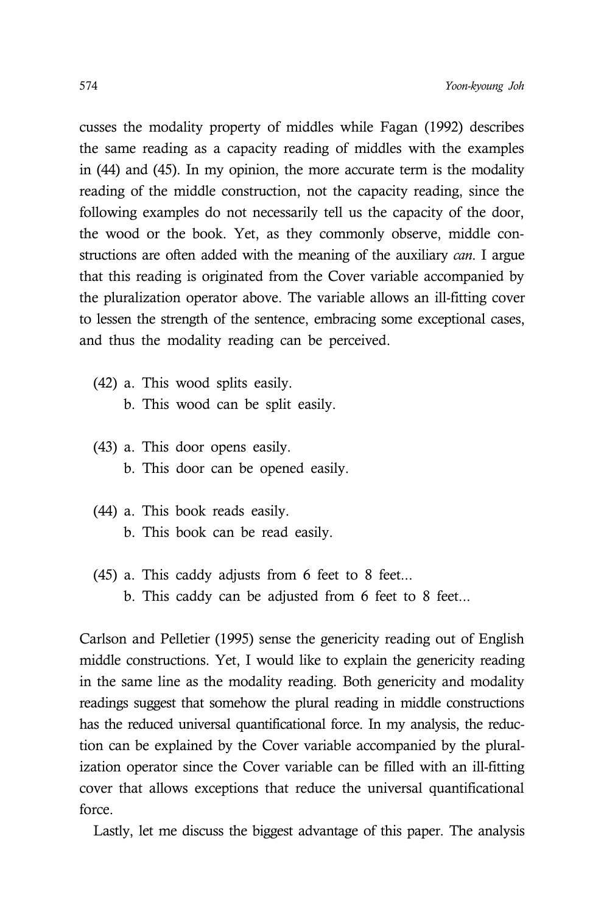cusses the modality property of middles while Fagan (1992) describes the same reading as a capacity reading of middles with the examples in (44) and (45). In my opinion, the more accurate term is the modality reading of the middle construction, not the capacity reading, since the following examples do not necessarily tell us the capacity of the door, the wood or the book. Yet, as they commonly observe, middle constructions are often added with the meaning of the auxiliary *can*. I argue that this reading is originated from the Cover variable accompanied by the pluralization operator above. The variable allows an ill-fitting cover to lessen the strength of the sentence, embracing some exceptional cases, and thus the modality reading can be perceived.

(42) a. This wood splits easily.
  b. This wood can be split easily.

(43) a. This door opens easily.
  b. This door can be opened easily.

(44) a. This book reads easily.
  b. This book can be read easily.

(45) a. This caddy adjusts from 6 feet to 8 feet...
  b. This caddy can be adjusted from 6 feet to 8 feet...

Carlson and Pelletier (1995) sense the genericity reading out of English middle constructions. Yet, I would like to explain the genericity reading in the same line as the modality reading. Both genericity and modality readings suggest that somehow the plural reading in middle constructions has the reduced universal quantificational force. In my analysis, the reduction can be explained by the Cover variable accompanied by the pluralization operator since the Cover variable can be filled with an ill-fitting cover that allows exceptions that reduce the universal quantificational force.

Lastly, let me discuss the biggest advantage of this paper. The analysis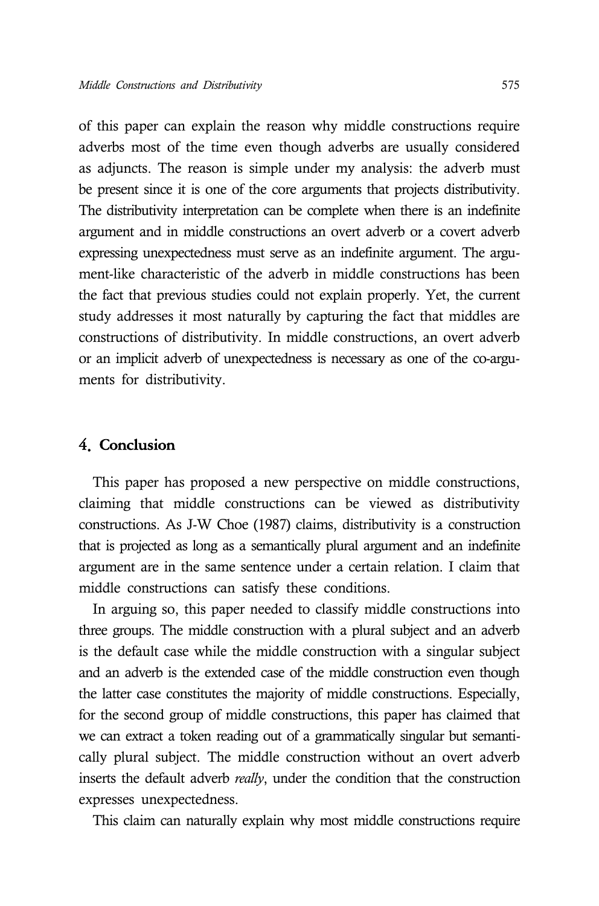of this paper can explain the reason why middle constructions require adverbs most of the time even though adverbs are usually considered as adjuncts. The reason is simple under my analysis: the adverb must be present since it is one of the core arguments that projects distributivity. The distributivity interpretation can be complete when there is an indefinite argument and in middle constructions an overt adverb or a covert adverb expressing unexpectedness must serve as an indefinite argument. The argument-like characteristic of the adverb in middle constructions has been the fact that previous studies could not explain properly. Yet, the current study addresses it most naturally by capturing the fact that middles are constructions of distributivity. In middle constructions, an overt adverb or an implicit adverb of unexpectedness is necessary as one of the co-arguments for distributivity.

## 4. Conclusion

This paper has proposed a new perspective on middle constructions, claiming that middle constructions can be viewed as distributivity constructions. As J-W Choe (1987) claims, distributivity is a construction that is projected as long as a semantically plural argument and an indefinite argument are in the same sentence under a certain relation. I claim that middle constructions can satisfy these conditions.

In arguing so, this paper needed to classify middle constructions into three groups. The middle construction with a plural subject and an adverb is the default case while the middle construction with a singular subject and an adverb is the extended case of the middle construction even though the latter case constitutes the majority of middle constructions. Especially, for the second group of middle constructions, this paper has claimed that we can extract a token reading out of a grammatically singular but semantically plural subject. The middle construction without an overt adverb inserts the default adverb *really*, under the condition that the construction expresses unexpectedness.

This claim can naturally explain why most middle constructions require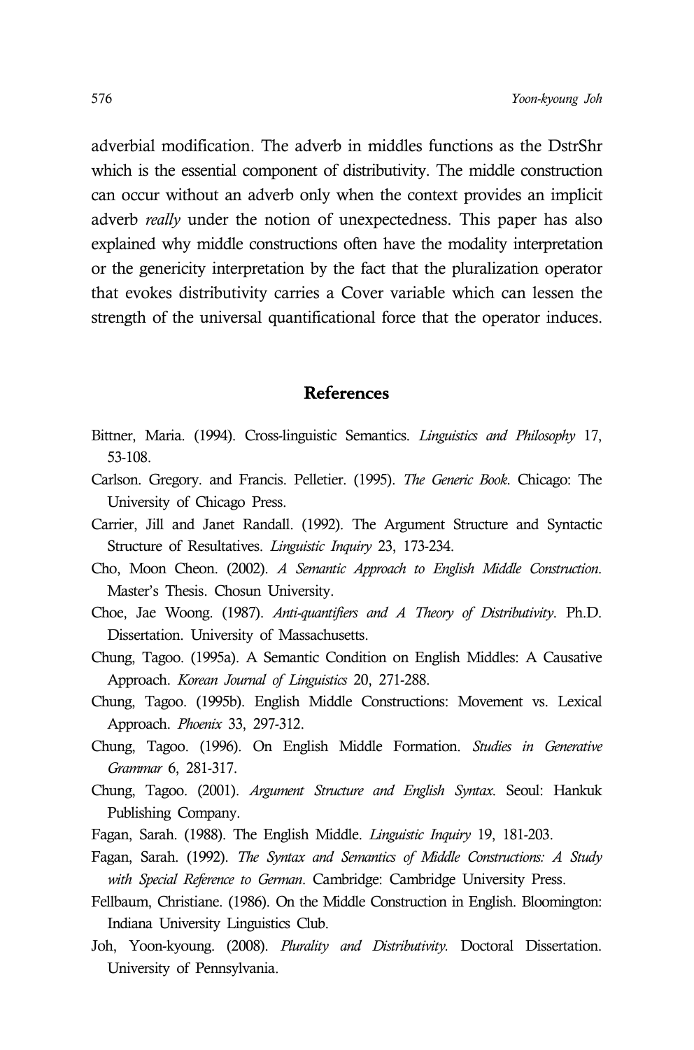adverbial modification. The adverb in middles functions as the DstrShr which is the essential component of distributivity. The middle construction can occur without an adverb only when the context provides an implicit adverb *really* under the notion of unexpectedness. This paper has also explained why middle constructions often have the modality interpretation or the genericity interpretation by the fact that the pluralization operator that evokes distributivity carries a Cover variable which can lessen the strength of the universal quantificational force that the operator induces.

## References

Bittner, Maria. (1994). Cross-linguistic Semantics. *Linguistics and Philosophy* 17, 53-108.

Carlson. Gregory. and Francis. Pelletier. (1995). *The Generic Book*. Chicago: The University of Chicago Press.

Carrier, Jill and Janet Randall. (1992). The Argument Structure and Syntactic Structure of Resultatives. *Linguistic Inquiry* 23, 173-234.

Cho, Moon Cheon. (2002). *A Semantic Approach to English Middle Construction*. Master's Thesis. Chosun University.

Choe, Jae Woong. (1987). *Anti-quantifiers and A Theory of Distributivity*. Ph.D. Dissertation. University of Massachusetts.

Chung, Tagoo. (1995a). A Semantic Condition on English Middles: A Causative Approach. *Korean Journal of Linguistics* 20, 271-288.

Chung, Tagoo. (1995b). English Middle Constructions: Movement vs. Lexical Approach. *Phoenix* 33, 297-312.

Chung, Tagoo. (1996). On English Middle Formation. *Studies in Generative Grammar* 6, 281-317.

Chung, Tagoo. (2001). *Argument Structure and English Syntax*. Seoul: Hankuk Publishing Company.

Fagan, Sarah. (1988). The English Middle. *Linguistic Inquiry* 19, 181-203.

Fagan, Sarah. (1992). *The Syntax and Semantics of Middle Constructions: A Study with Special Reference to German*. Cambridge: Cambridge University Press.

Fellbaum, Christiane. (1986). On the Middle Construction in English. Bloomington: Indiana University Linguistics Club.

Joh, Yoon-kyoung. (2008). *Plurality and Distributivity.* Doctoral Dissertation. University of Pennsylvania.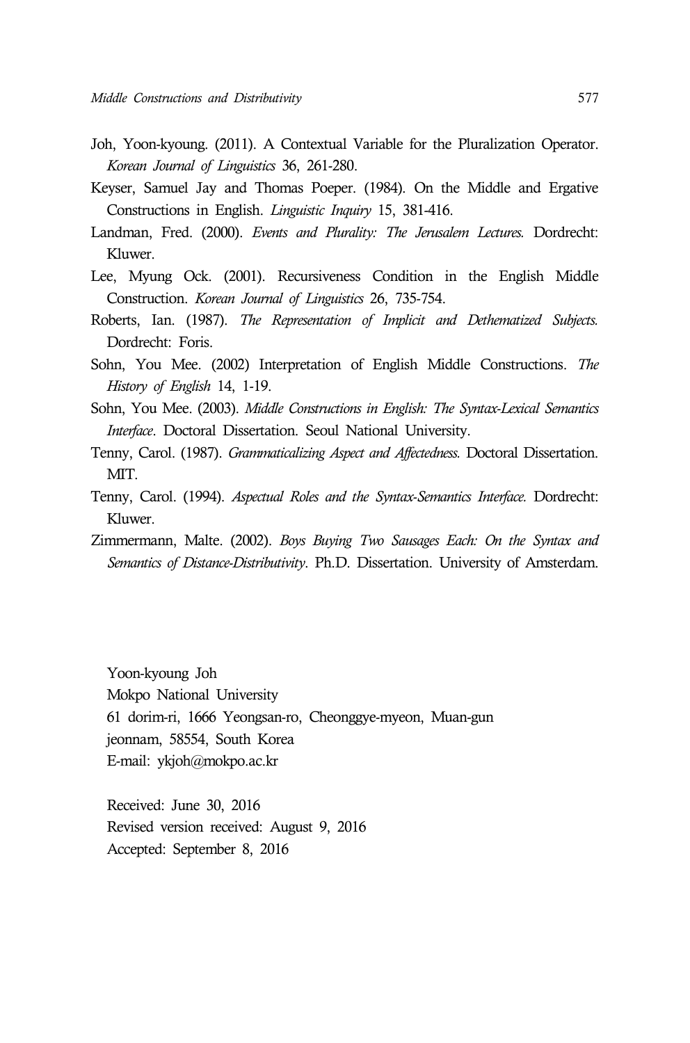Joh, Yoon-kyoung. (2011). A Contextual Variable for the Pluralization Operator. *Korean Journal of Linguistics* 36, 261-280.

Keyser, Samuel Jay and Thomas Poeper. (1984). On the Middle and Ergative Constructions in English. *Linguistic Inquiry* 15, 381-416.

Landman, Fred. (2000). *Events and Plurality: The Jerusalem Lectures.* Dordrecht: Kluwer.

Lee, Myung Ock. (2001). Recursiveness Condition in the English Middle Construction. *Korean Journal of Linguistics* 26, 735-754.

Roberts, Ian. (1987). *The Representation of Implicit and Dethematized Subjects.* Dordrecht: Foris.

Sohn, You Mee. (2002) Interpretation of English Middle Constructions. *The History of English* 14, 1-19.

Sohn, You Mee. (2003). *Middle Constructions in English: The Syntax-Lexical Semantics Interface*. Doctoral Dissertation. Seoul National University.

Tenny, Carol. (1987). *Grammaticalizing Aspect and Affectedness.* Doctoral Dissertation. MIT.

Tenny, Carol. (1994). *Aspectual Roles and the Syntax-Semantics Interface.* Dordrecht: Kluwer.

Zimmermann, Malte. (2002). *Boys Buying Two Sausages Each: On the Syntax and Semantics of Distance-Distributivity*. Ph.D. Dissertation. University of Amsterdam.

Yoon-kyoung Joh
Mokpo National University
61 dorim-ri, 1666 Yeongsan-ro, Cheonggye-myeon, Muan-gun
jeonnam, 58554, South Korea
E-mail: ykjoh@mokpo.ac.kr

Received: June 30, 2016
Revised version received: August 9, 2016
Accepted: September 8, 2016